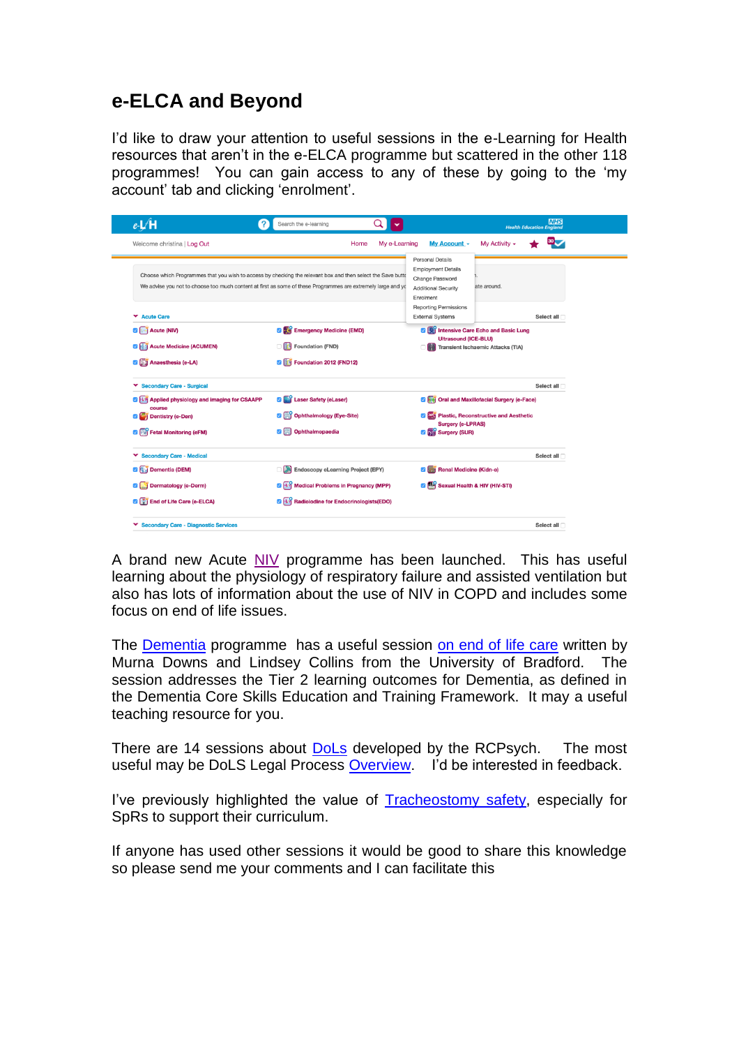# e-ELCA and Beyond

I'd like to draw your attention to useful sessions in the e-Learning for Health resources that aren't in the e-ELCA programme but scattered in the other 118 programmes! You can gain access to any of these by going to the 'my account' tab and clicking 'enrolment'.

A brand new Acute NIV programme has been launched. This has useful learning about the physiology of respiratory failure and assisted ventilation but also has lots of information about the use of NIV in COPD and includes some focus on end of life issues.

The Dementia programme has a useful session on end of life care written by Murna Downs and Lindsey Collins from the University of Bradford. The session addresses the Tier 2 learning outcomes for Dementia, as defined in the Dementia Core Skills Education and Training Framework. It may a useful teaching resource for you.

There are 14 sessions about DoLs developed by the RCPsych. The most useful may be DoLS Legal Process Overview. I'd be interested in feedback.

I've previously highlighted the value of Tracheostomy safety, especially for SpRs to support their curriculum.

If anyone has used other sessions it would be good to share this knowledge so please send me your comments and I can facilitate this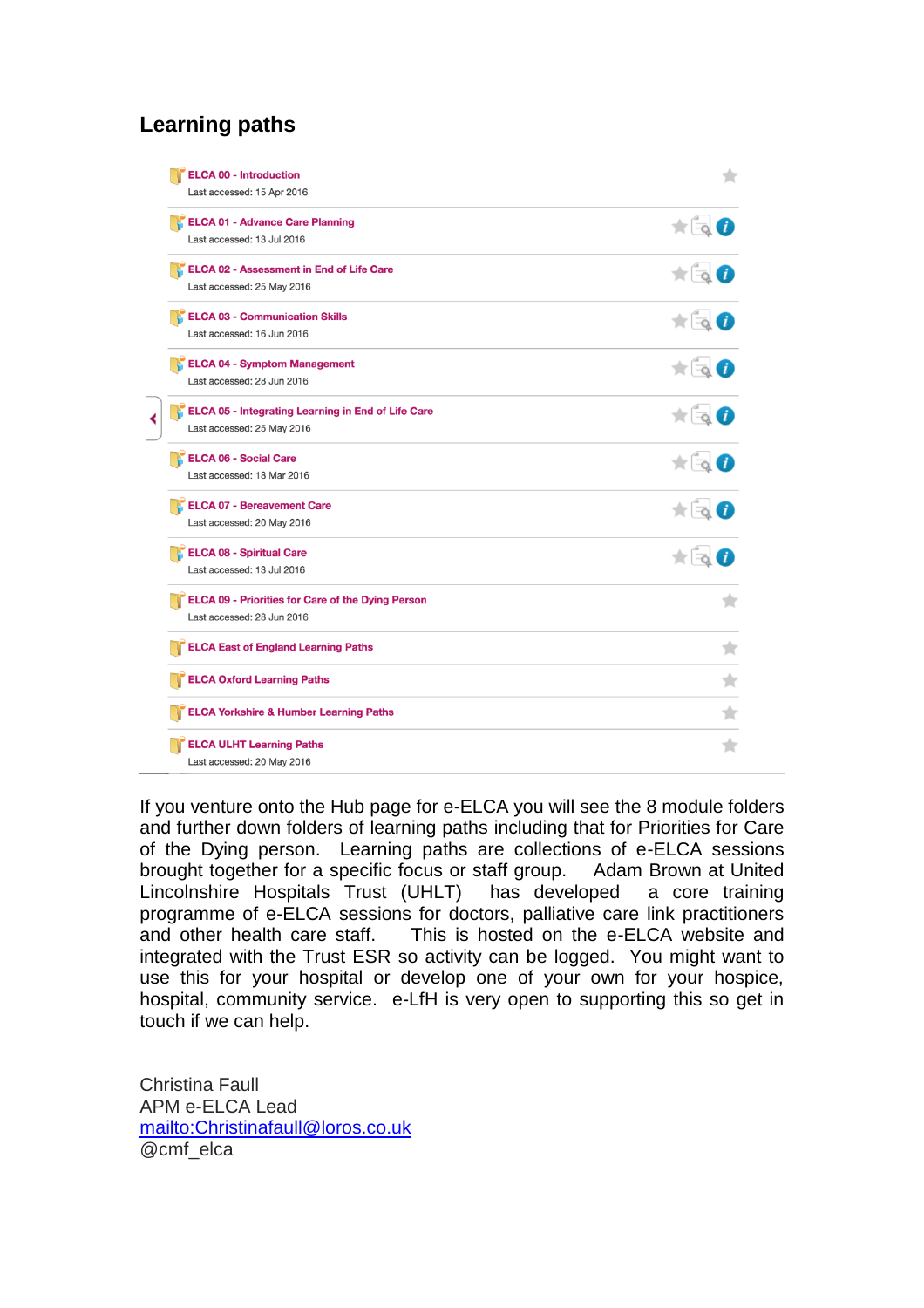## Learning paths

ELCA 00 - Introduction
Last accessed: 15 Apr 2016

ELCA 01 - Advance Care Planning
Last accessed: 13 Jul 2016

ELCA 02 - Assessment in End of Life Care
Last accessed: 25 May 2016

ELCA 03 - Communication Skills
Last accessed: 16 Jun 2016

ELCA 04 - Symptom Management
Last accessed: 28 Jun 2016

ELCA 05 - Integrating Learning in End of Life Care
Last accessed: 25 May 2016

ELCA 06 - Social Care
Last accessed: 18 Mar 2016

ELCA 07 - Bereavement Care
Last accessed: 20 May 2016

ELCA 08 - Spiritual Care
Last accessed: 13 Jul 2016

ELCA 09 - Priorities for Care of the Dying Person
Last accessed: 28 Jun 2016

ELCA East of England Learning Paths

ELCA Oxford Learning Paths

ELCA Yorkshire & Humber Learning Paths

ELCA ULHT Learning Paths
Last accessed: 20 May 2016

If you venture onto the Hub page for e-ELCA you will see the 8 module folders and further down folders of learning paths including that for Priorities for Care of the Dying person. Learning paths are collections of e-ELCA sessions brought together for a specific focus or staff group. Adam Brown at United Lincolnshire Hospitals Trust (UHLT) has developed a core training programme of e-ELCA sessions for doctors, palliative care link practitioners and other health care staff. This is hosted on the e-ELCA website and integrated with the Trust ESR so activity can be logged. You might want to use this for your hospital or develop one of your own for your hospice, hospital, community service. e-LfH is very open to supporting this so get in touch if we can help.

Christina Faull
APM e-ELCA Lead
mailto:Christinafaull@loros.co.uk
@cmf_elca